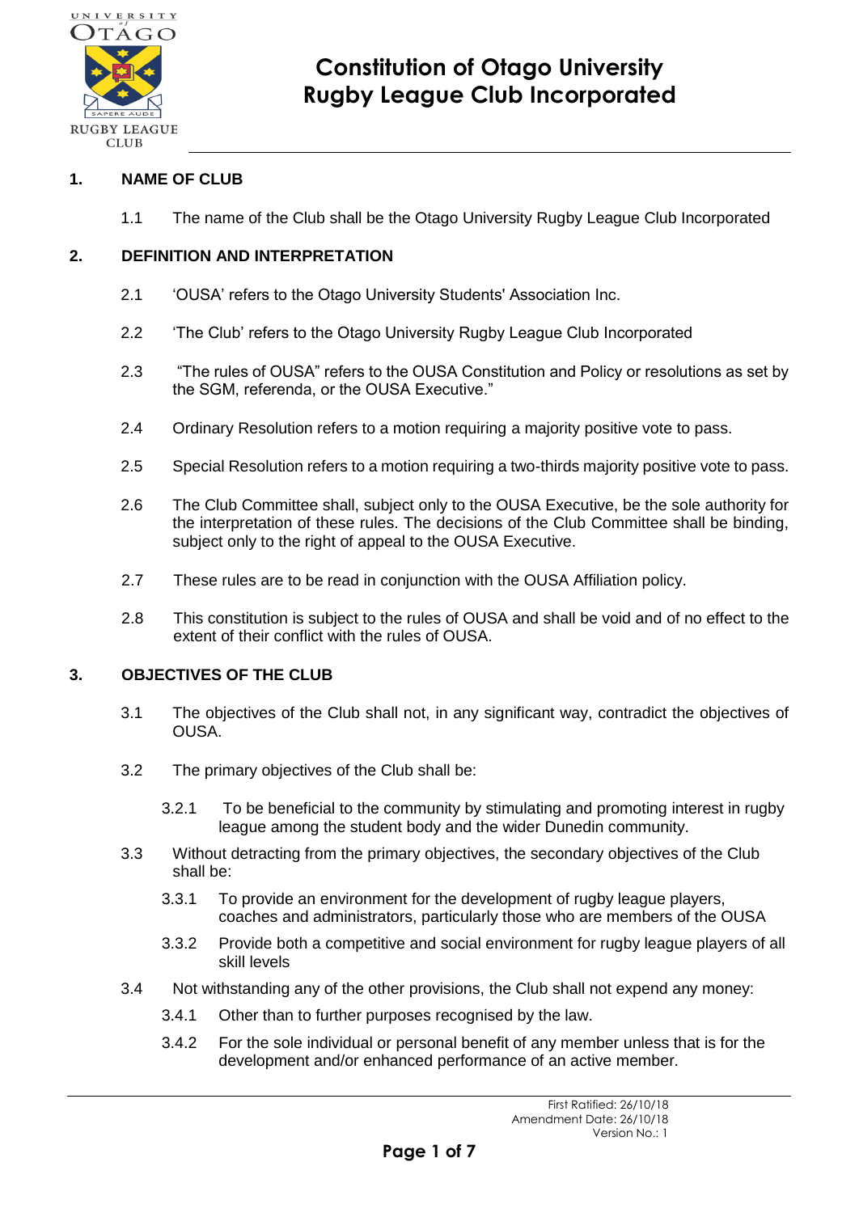# Constitution of Otago University Rugby League Club Incorporated

## 1. NAME OF CLUB

1.1 The name of the Club shall be the Otago University Rugby League Club Incorporated

## 2. DEFINITION AND INTERPRETATION

2.1 'OUSA' refers to the Otago University Students' Association Inc.

2.2 'The Club' refers to the Otago University Rugby League Club Incorporated

2.3 "The rules of OUSA" refers to the OUSA Constitution and Policy or resolutions as set by the SGM, referenda, or the OUSA Executive."

2.4 Ordinary Resolution refers to a motion requiring a majority positive vote to pass.

2.5 Special Resolution refers to a motion requiring a two-thirds majority positive vote to pass.

2.6 The Club Committee shall, subject only to the OUSA Executive, be the sole authority for the interpretation of these rules. The decisions of the Club Committee shall be binding, subject only to the right of appeal to the OUSA Executive.

2.7 These rules are to be read in conjunction with the OUSA Affiliation policy.

2.8 This constitution is subject to the rules of OUSA and shall be void and of no effect to the extent of their conflict with the rules of OUSA.

## 3. OBJECTIVES OF THE CLUB

3.1 The objectives of the Club shall not, in any significant way, contradict the objectives of OUSA.

3.2 The primary objectives of the Club shall be:

- 3.2.1 To be beneficial to the community by stimulating and promoting interest in rugby league among the student body and the wider Dunedin community.

3.3 Without detracting from the primary objectives, the secondary objectives of the Club shall be:

- 3.3.1 To provide an environment for the development of rugby league players, coaches and administrators, particularly those who are members of the OUSA
- 3.3.2 Provide both a competitive and social environment for rugby league players of all skill levels

3.4 Not withstanding any of the other provisions, the Club shall not expend any money:

- 3.4.1 Other than to further purposes recognised by the law.
- 3.4.2 For the sole individual or personal benefit of any member unless that is for the development and/or enhanced performance of an active member.

First Ratified: 26/10/18
Amendment Date: 26/10/18
Version No.: 1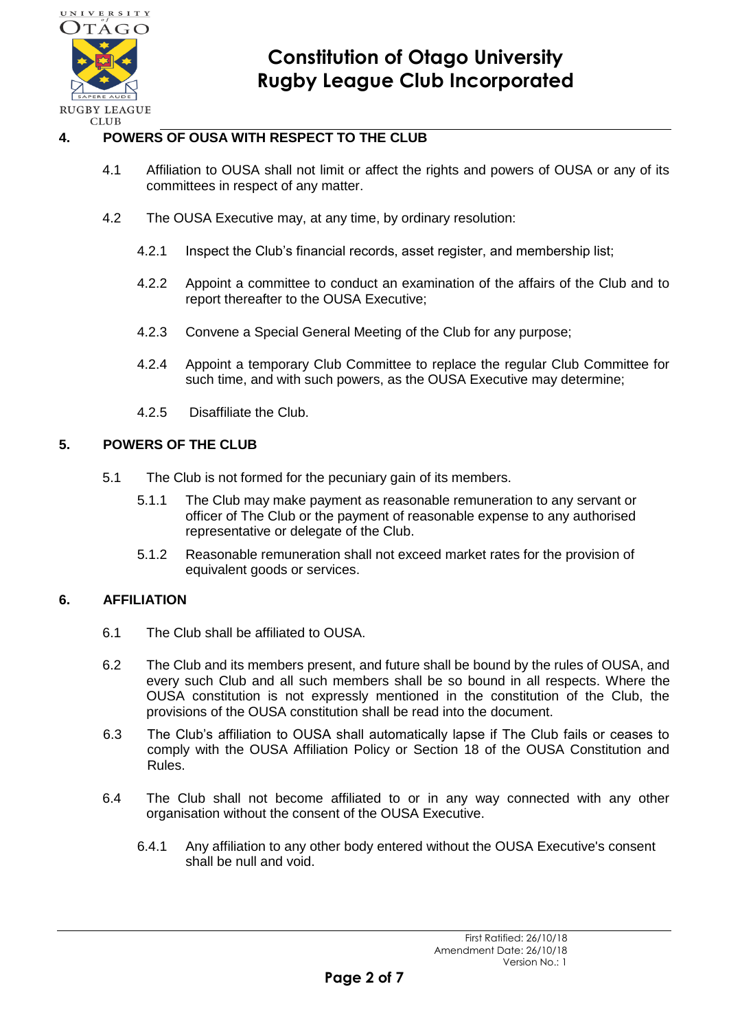## 4. POWERS OF OUSA WITH RESPECT TO THE CLUB

4.1 Affiliation to OUSA shall not limit or affect the rights and powers of OUSA or any of its committees in respect of any matter.

4.2 The OUSA Executive may, at any time, by ordinary resolution:

4.2.1 Inspect the Club's financial records, asset register, and membership list;

4.2.2 Appoint a committee to conduct an examination of the affairs of the Club and to report thereafter to the OUSA Executive;

4.2.3 Convene a Special General Meeting of the Club for any purpose;

4.2.4 Appoint a temporary Club Committee to replace the regular Club Committee for such time, and with such powers, as the OUSA Executive may determine;

4.2.5 Disaffiliate the Club.

## 5. POWERS OF THE CLUB

5.1 The Club is not formed for the pecuniary gain of its members.

5.1.1 The Club may make payment as reasonable remuneration to any servant or officer of The Club or the payment of reasonable expense to any authorised representative or delegate of the Club.

5.1.2 Reasonable remuneration shall not exceed market rates for the provision of equivalent goods or services.

## 6. AFFILIATION

6.1 The Club shall be affiliated to OUSA.

6.2 The Club and its members present, and future shall be bound by the rules of OUSA, and every such Club and all such members shall be so bound in all respects. Where the OUSA constitution is not expressly mentioned in the constitution of the Club, the provisions of the OUSA constitution shall be read into the document.

6.3 The Club's affiliation to OUSA shall automatically lapse if The Club fails or ceases to comply with the OUSA Affiliation Policy or Section 18 of the OUSA Constitution and Rules.

6.4 The Club shall not become affiliated to or in any way connected with any other organisation without the consent of the OUSA Executive.

6.4.1 Any affiliation to any other body entered without the OUSA Executive's consent shall be null and void.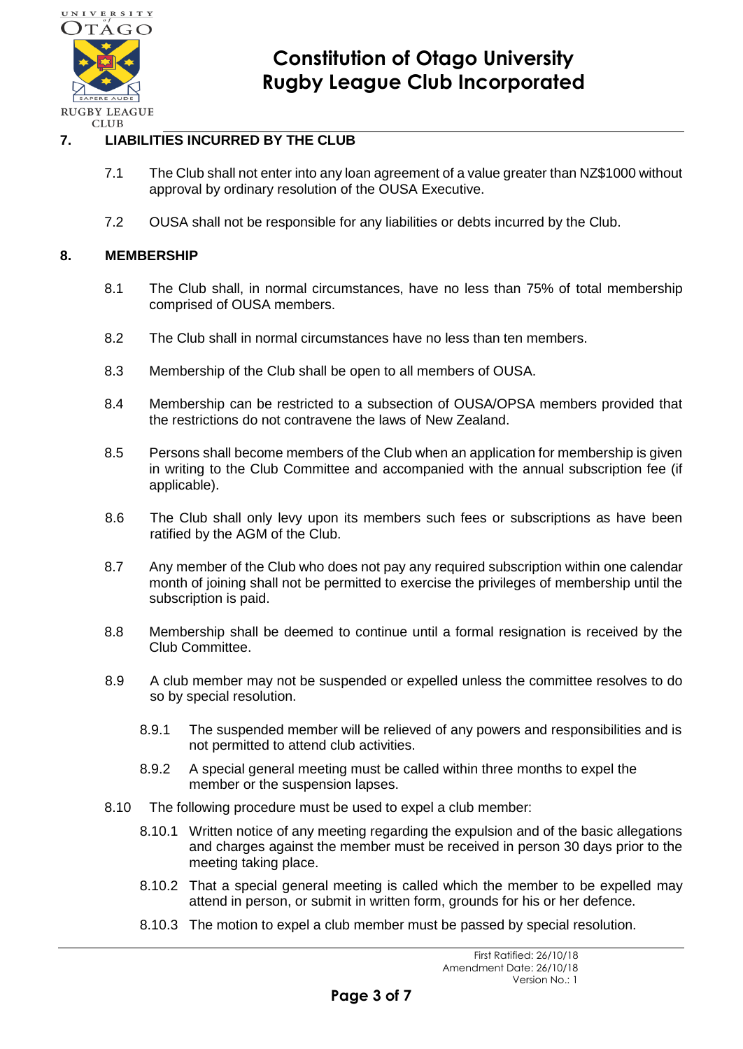## 7. LIABILITIES INCURRED BY THE CLUB

7.1 The Club shall not enter into any loan agreement of a value greater than NZ$1000 without approval by ordinary resolution of the OUSA Executive.

7.2 OUSA shall not be responsible for any liabilities or debts incurred by the Club.

## 8. MEMBERSHIP

8.1 The Club shall, in normal circumstances, have no less than 75% of total membership comprised of OUSA members.

8.2 The Club shall in normal circumstances have no less than ten members.

8.3 Membership of the Club shall be open to all members of OUSA.

8.4 Membership can be restricted to a subsection of OUSA/OPSA members provided that the restrictions do not contravene the laws of New Zealand.

8.5 Persons shall become members of the Club when an application for membership is given in writing to the Club Committee and accompanied with the annual subscription fee (if applicable).

8.6 The Club shall only levy upon its members such fees or subscriptions as have been ratified by the AGM of the Club.

8.7 Any member of the Club who does not pay any required subscription within one calendar month of joining shall not be permitted to exercise the privileges of membership until the subscription is paid.

8.8 Membership shall be deemed to continue until a formal resignation is received by the Club Committee.

8.9 A club member may not be suspended or expelled unless the committee resolves to do so by special resolution.

- 8.9.1 The suspended member will be relieved of any powers and responsibilities and is not permitted to attend club activities.
- 8.9.2 A special general meeting must be called within three months to expel the member or the suspension lapses.

8.10 The following procedure must be used to expel a club member:

- 8.10.1 Written notice of any meeting regarding the expulsion and of the basic allegations and charges against the member must be received in person 30 days prior to the meeting taking place.
- 8.10.2 That a special general meeting is called which the member to be expelled may attend in person, or submit in written form, grounds for his or her defence.
- 8.10.3 The motion to expel a club member must be passed by special resolution.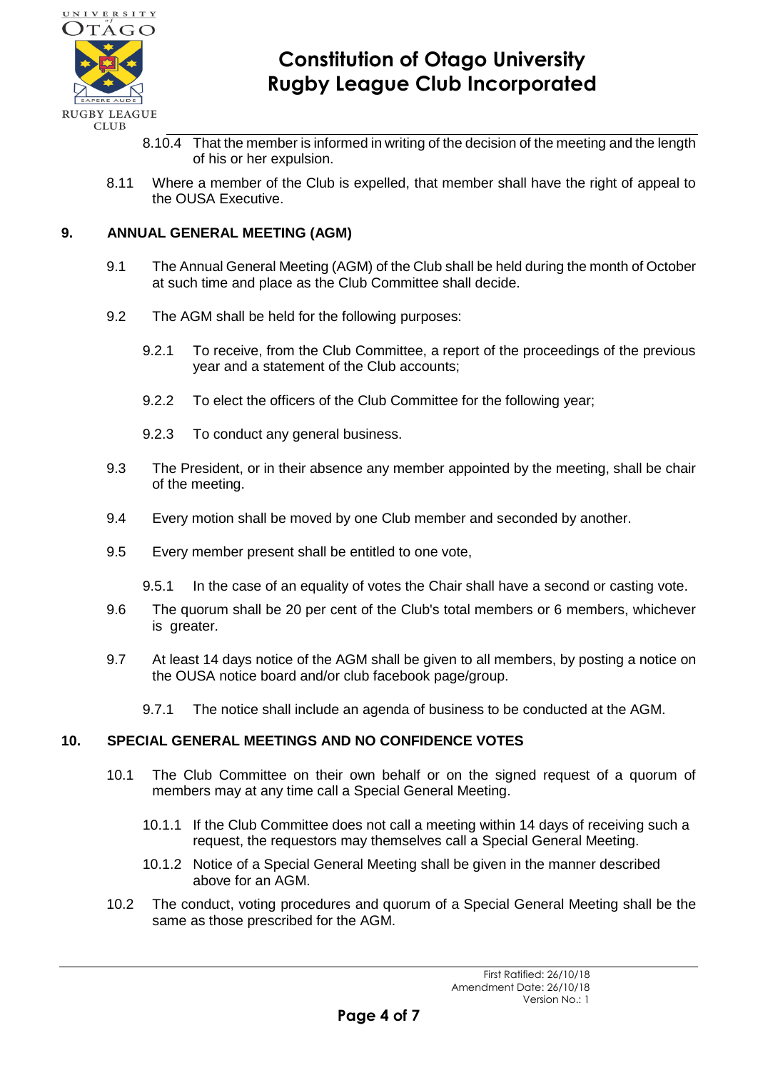8.10.4 That the member is informed in writing of the decision of the meeting and the length of his or her expulsion.

8.11 Where a member of the Club is expelled, that member shall have the right of appeal to the OUSA Executive.

## 9. ANNUAL GENERAL MEETING (AGM)

9.1 The Annual General Meeting (AGM) of the Club shall be held during the month of October at such time and place as the Club Committee shall decide.

9.2 The AGM shall be held for the following purposes:

9.2.1 To receive, from the Club Committee, a report of the proceedings of the previous year and a statement of the Club accounts;

9.2.2 To elect the officers of the Club Committee for the following year;

9.2.3 To conduct any general business.

9.3 The President, or in their absence any member appointed by the meeting, shall be chair of the meeting.

9.4 Every motion shall be moved by one Club member and seconded by another.

9.5 Every member present shall be entitled to one vote,

9.5.1 In the case of an equality of votes the Chair shall have a second or casting vote.

9.6 The quorum shall be 20 per cent of the Club's total members or 6 members, whichever is greater.

9.7 At least 14 days notice of the AGM shall be given to all members, by posting a notice on the OUSA notice board and/or club facebook page/group.

9.7.1 The notice shall include an agenda of business to be conducted at the AGM.

## 10. SPECIAL GENERAL MEETINGS AND NO CONFIDENCE VOTES

10.1 The Club Committee on their own behalf or on the signed request of a quorum of members may at any time call a Special General Meeting.

10.1.1 If the Club Committee does not call a meeting within 14 days of receiving such a request, the requestors may themselves call a Special General Meeting.

10.1.2 Notice of a Special General Meeting shall be given in the manner described above for an AGM.

10.2 The conduct, voting procedures and quorum of a Special General Meeting shall be the same as those prescribed for the AGM.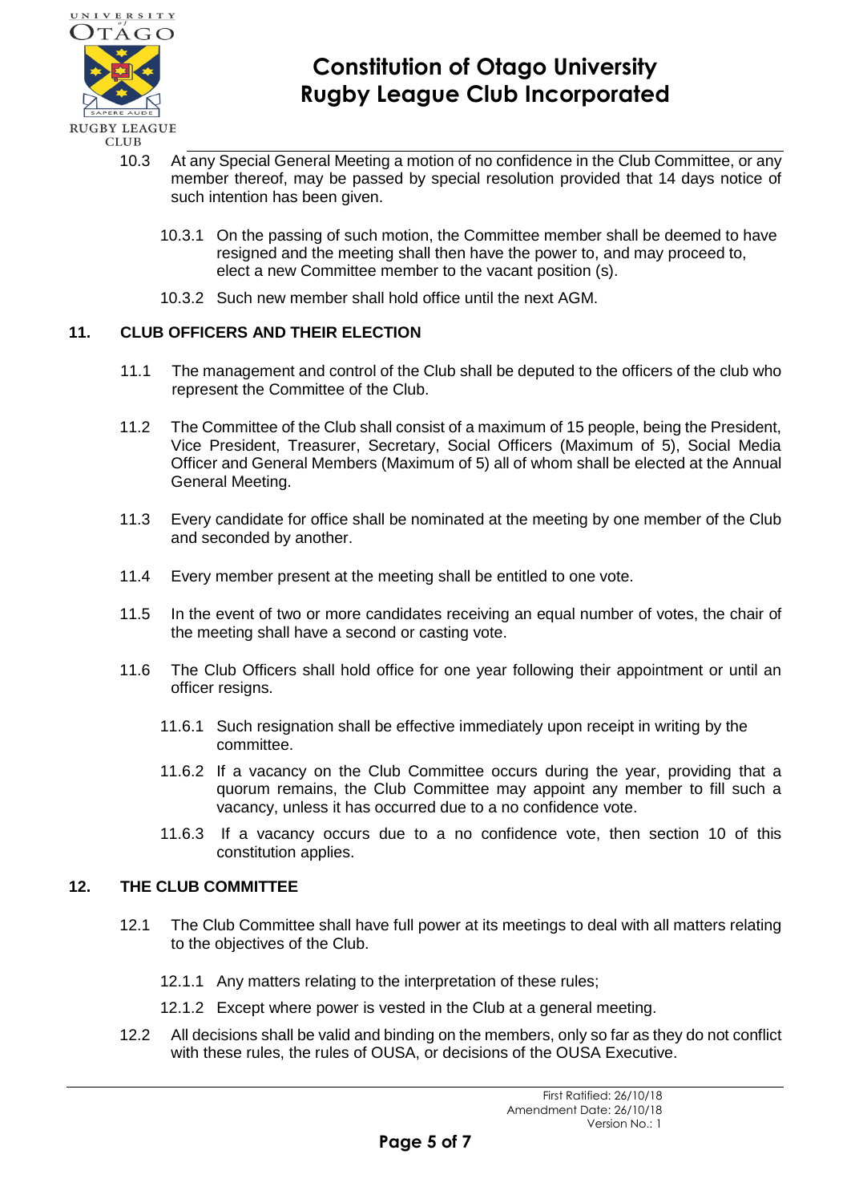10.3 At any Special General Meeting a motion of no confidence in the Club Committee, or any member thereof, may be passed by special resolution provided that 14 days notice of such intention has been given.

10.3.1 On the passing of such motion, the Committee member shall be deemed to have resigned and the meeting shall then have the power to, and may proceed to, elect a new Committee member to the vacant position (s).

10.3.2 Such new member shall hold office until the next AGM.

## 11. CLUB OFFICERS AND THEIR ELECTION

11.1 The management and control of the Club shall be deputed to the officers of the club who represent the Committee of the Club.

11.2 The Committee of the Club shall consist of a maximum of 15 people, being the President, Vice President, Treasurer, Secretary, Social Officers (Maximum of 5), Social Media Officer and General Members (Maximum of 5) all of whom shall be elected at the Annual General Meeting.

11.3 Every candidate for office shall be nominated at the meeting by one member of the Club and seconded by another.

11.4 Every member present at the meeting shall be entitled to one vote.

11.5 In the event of two or more candidates receiving an equal number of votes, the chair of the meeting shall have a second or casting vote.

11.6 The Club Officers shall hold office for one year following their appointment or until an officer resigns.

11.6.1 Such resignation shall be effective immediately upon receipt in writing by the committee.

11.6.2 If a vacancy on the Club Committee occurs during the year, providing that a quorum remains, the Club Committee may appoint any member to fill such a vacancy, unless it has occurred due to a no confidence vote.

11.6.3 If a vacancy occurs due to a no confidence vote, then section 10 of this constitution applies.

## 12. THE CLUB COMMITTEE

12.1 The Club Committee shall have full power at its meetings to deal with all matters relating to the objectives of the Club.

12.1.1 Any matters relating to the interpretation of these rules;

12.1.2 Except where power is vested in the Club at a general meeting.

12.2 All decisions shall be valid and binding on the members, only so far as they do not conflict with these rules, the rules of OUSA, or decisions of the OUSA Executive.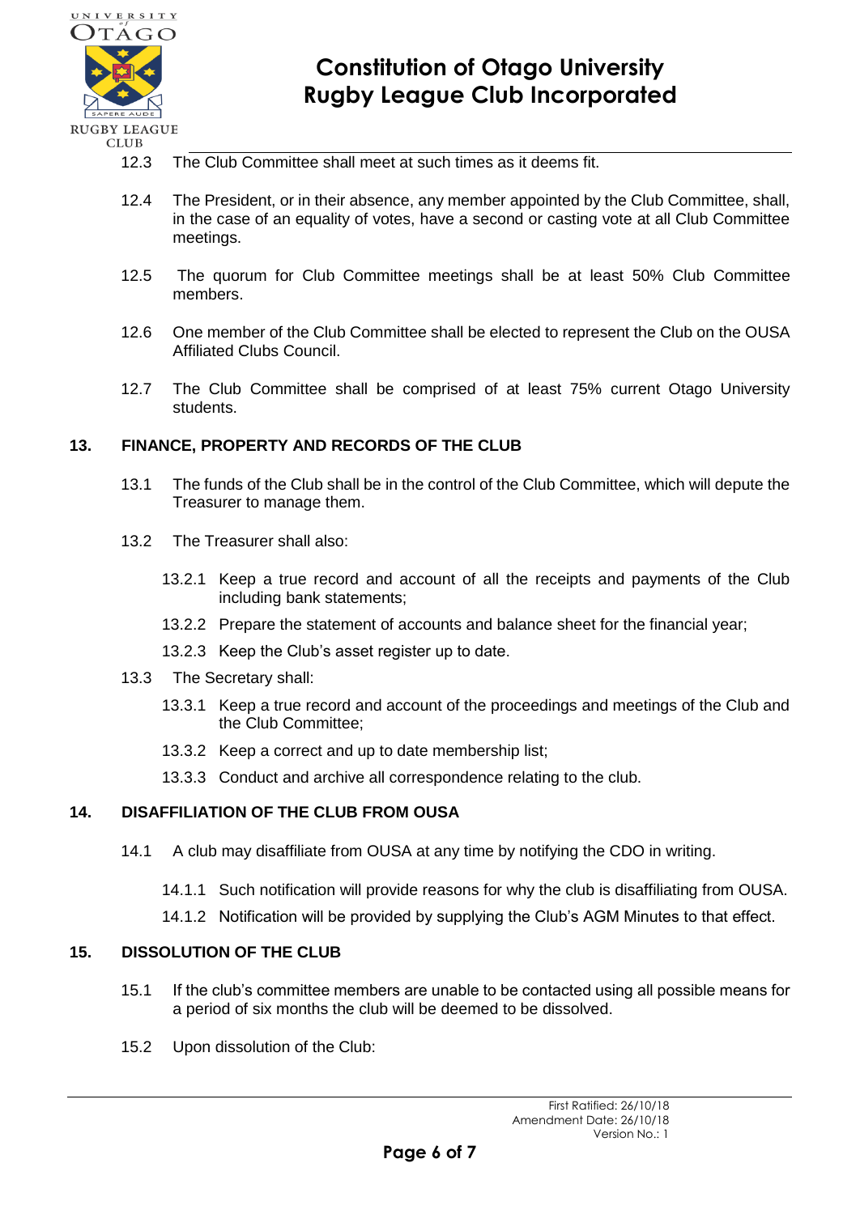12.3 The Club Committee shall meet at such times as it deems fit.

12.4 The President, or in their absence, any member appointed by the Club Committee, shall, in the case of an equality of votes, have a second or casting vote at all Club Committee meetings.

12.5 The quorum for Club Committee meetings shall be at least 50% Club Committee members.

12.6 One member of the Club Committee shall be elected to represent the Club on the OUSA Affiliated Clubs Council.

12.7 The Club Committee shall be comprised of at least 75% current Otago University students.

## 13. FINANCE, PROPERTY AND RECORDS OF THE CLUB

13.1 The funds of the Club shall be in the control of the Club Committee, which will depute the Treasurer to manage them.

13.2 The Treasurer shall also:

- 13.2.1 Keep a true record and account of all the receipts and payments of the Club including bank statements;
- 13.2.2 Prepare the statement of accounts and balance sheet for the financial year;
- 13.2.3 Keep the Club's asset register up to date.

13.3 The Secretary shall:

- 13.3.1 Keep a true record and account of the proceedings and meetings of the Club and the Club Committee;
- 13.3.2 Keep a correct and up to date membership list;
- 13.3.3 Conduct and archive all correspondence relating to the club.

## 14. DISAFFILIATION OF THE CLUB FROM OUSA

14.1 A club may disaffiliate from OUSA at any time by notifying the CDO in writing.

- 14.1.1 Such notification will provide reasons for why the club is disaffiliating from OUSA.
- 14.1.2 Notification will be provided by supplying the Club's AGM Minutes to that effect.

## 15. DISSOLUTION OF THE CLUB

15.1 If the club's committee members are unable to be contacted using all possible means for a period of six months the club will be deemed to be dissolved.

15.2 Upon dissolution of the Club: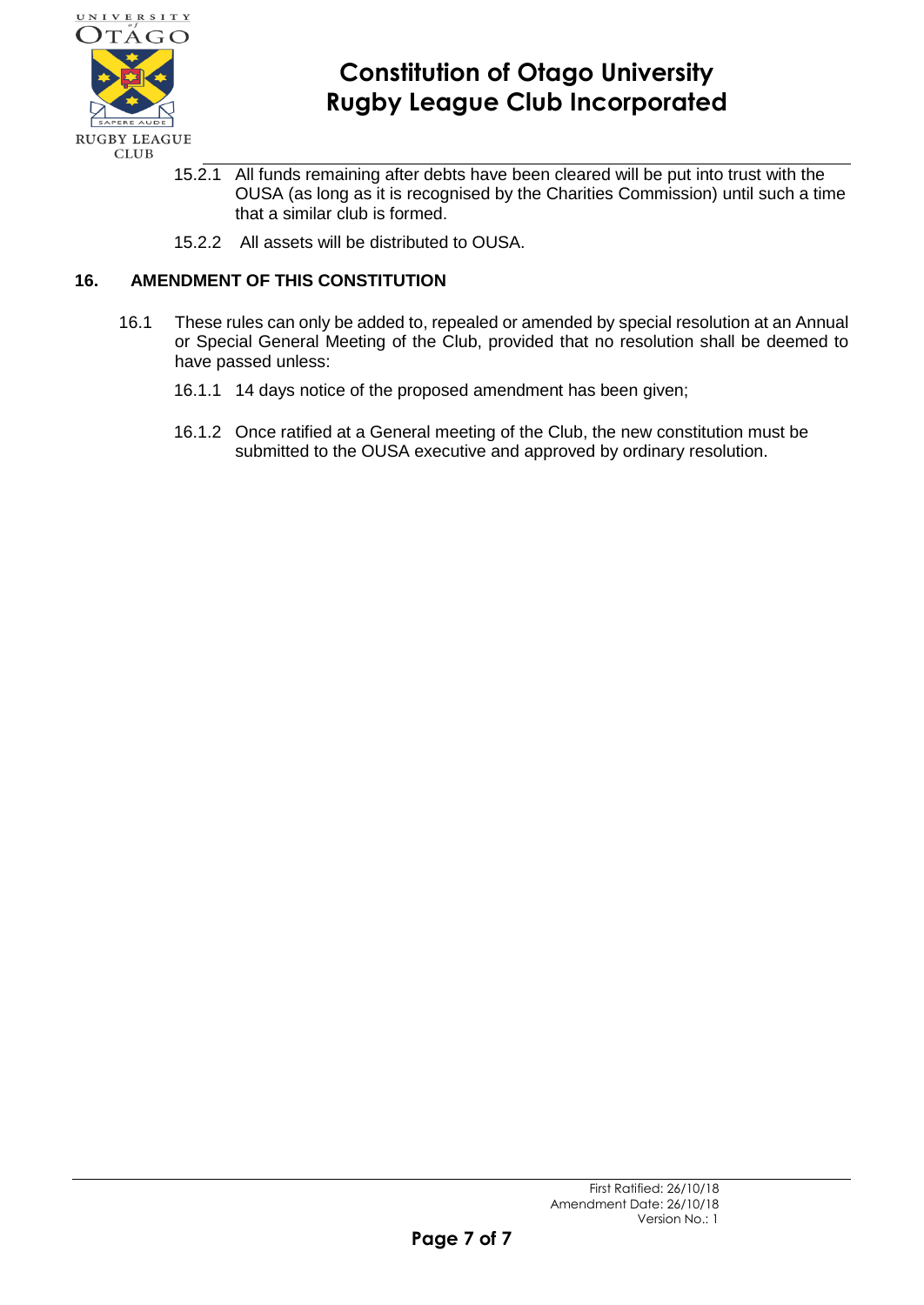15.2.1 All funds remaining after debts have been cleared will be put into trust with the OUSA (as long as it is recognised by the Charities Commission) until such a time that a similar club is formed.

15.2.2 All assets will be distributed to OUSA.

## 16. AMENDMENT OF THIS CONSTITUTION

16.1 These rules can only be added to, repealed or amended by special resolution at an Annual or Special General Meeting of the Club, provided that no resolution shall be deemed to have passed unless:

16.1.1 14 days notice of the proposed amendment has been given;

16.1.2 Once ratified at a General meeting of the Club, the new constitution must be submitted to the OUSA executive and approved by ordinary resolution.